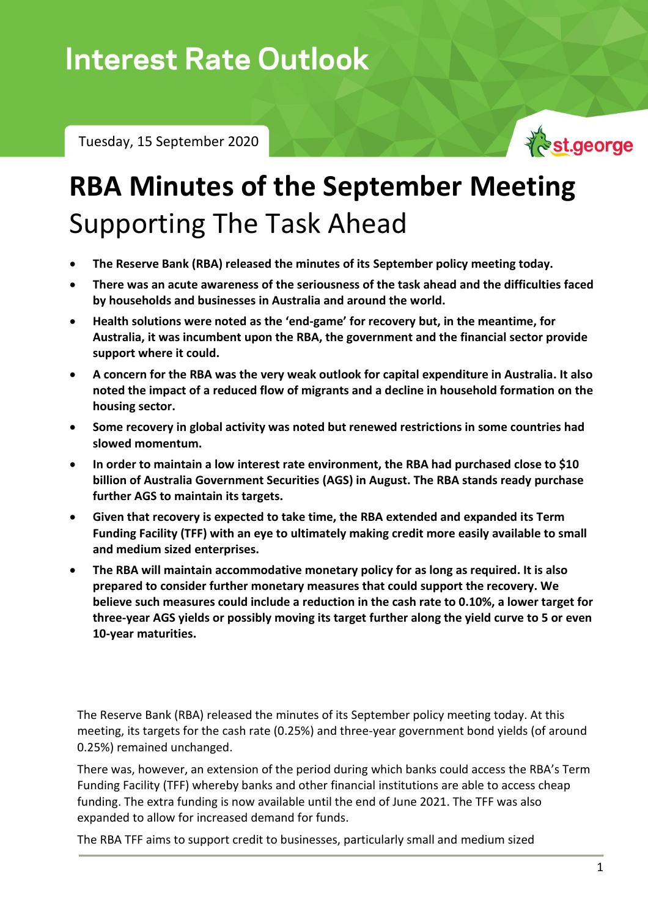# Interest Rate Outlook

Tuesday, 15 September 2020

st.george

# RBA Minutes of the September Meeting

## Supporting The Task Ahead

- **The Reserve Bank (RBA) released the minutes of its September policy meeting today.**
- **There was an acute awareness of the seriousness of the task ahead and the difficulties faced by households and businesses in Australia and around the world.**
- **Health solutions were noted as the 'end-game' for recovery but, in the meantime, for Australia, it was incumbent upon the RBA, the government and the financial sector provide support where it could.**
- **A concern for the RBA was the very weak outlook for capital expenditure in Australia. It also noted the impact of a reduced flow of migrants and a decline in household formation on the housing sector.**
- **Some recovery in global activity was noted but renewed restrictions in some countries had slowed momentum.**
- **In order to maintain a low interest rate environment, the RBA had purchased close to $10 billion of Australia Government Securities (AGS) in August. The RBA stands ready purchase further AGS to maintain its targets.**
- **Given that recovery is expected to take time, the RBA extended and expanded its Term Funding Facility (TFF) with an eye to ultimately making credit more easily available to small and medium sized enterprises.**
- **The RBA will maintain accommodative monetary policy for as long as required. It is also prepared to consider further monetary measures that could support the recovery. We believe such measures could include a reduction in the cash rate to 0.10%, a lower target for three-year AGS yields or possibly moving its target further along the yield curve to 5 or even 10-year maturities.**

The Reserve Bank (RBA) released the minutes of its September policy meeting today. At this meeting, its targets for the cash rate (0.25%) and three-year government bond yields (of around 0.25%) remained unchanged.

There was, however, an extension of the period during which banks could access the RBA's Term Funding Facility (TFF) whereby banks and other financial institutions are able to access cheap funding. The extra funding is now available until the end of June 2021. The TFF was also expanded to allow for increased demand for funds.

The RBA TFF aims to support credit to businesses, particularly small and medium sized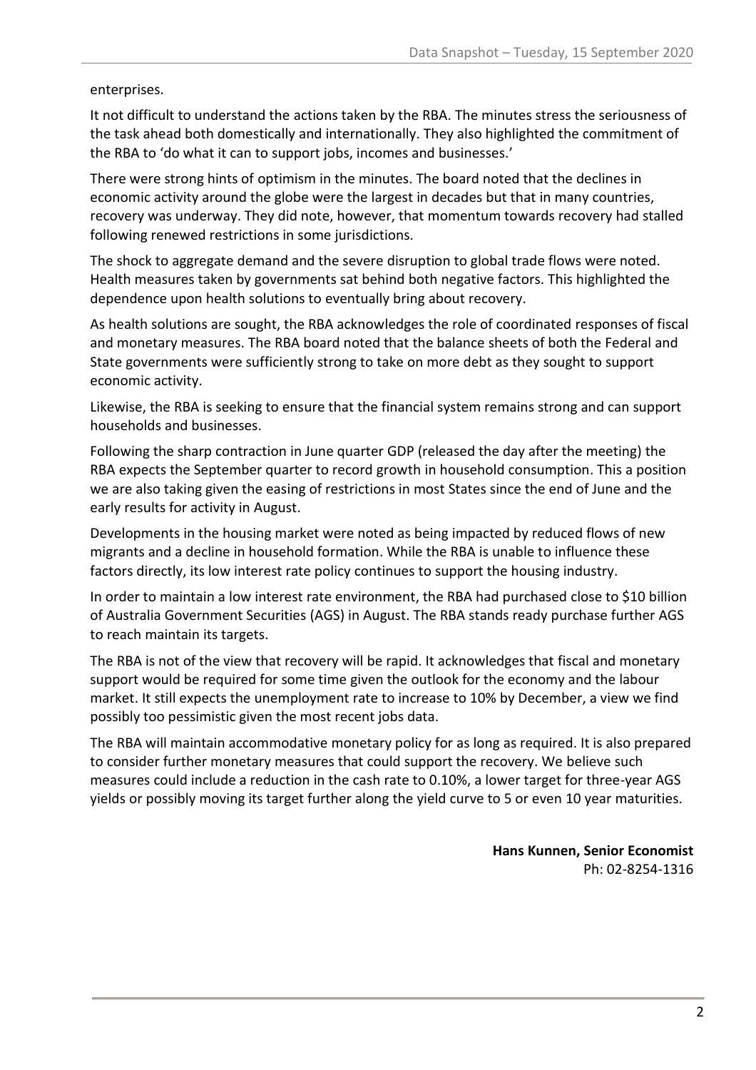enterprises.

It not difficult to understand the actions taken by the RBA. The minutes stress the seriousness of the task ahead both domestically and internationally. They also highlighted the commitment of the RBA to 'do what it can to support jobs, incomes and businesses.'

There were strong hints of optimism in the minutes. The board noted that the declines in economic activity around the globe were the largest in decades but that in many countries, recovery was underway. They did note, however, that momentum towards recovery had stalled following renewed restrictions in some jurisdictions.

The shock to aggregate demand and the severe disruption to global trade flows were noted. Health measures taken by governments sat behind both negative factors. This highlighted the dependence upon health solutions to eventually bring about recovery.

As health solutions are sought, the RBA acknowledges the role of coordinated responses of fiscal and monetary measures. The RBA board noted that the balance sheets of both the Federal and State governments were sufficiently strong to take on more debt as they sought to support economic activity.

Likewise, the RBA is seeking to ensure that the financial system remains strong and can support households and businesses.

Following the sharp contraction in June quarter GDP (released the day after the meeting) the RBA expects the September quarter to record growth in household consumption. This a position we are also taking given the easing of restrictions in most States since the end of June and the early results for activity in August.

Developments in the housing market were noted as being impacted by reduced flows of new migrants and a decline in household formation. While the RBA is unable to influence these factors directly, its low interest rate policy continues to support the housing industry.

In order to maintain a low interest rate environment, the RBA had purchased close to $10 billion of Australia Government Securities (AGS) in August. The RBA stands ready purchase further AGS to reach maintain its targets.

The RBA is not of the view that recovery will be rapid. It acknowledges that fiscal and monetary support would be required for some time given the outlook for the economy and the labour market. It still expects the unemployment rate to increase to 10% by December, a view we find possibly too pessimistic given the most recent jobs data.

The RBA will maintain accommodative monetary policy for as long as required. It is also prepared to consider further monetary measures that could support the recovery. We believe such measures could include a reduction in the cash rate to 0.10%, a lower target for three-year AGS yields or possibly moving its target further along the yield curve to 5 or even 10 year maturities.

**Hans Kunnen, Senior Economist**
Ph: 02-8254-1316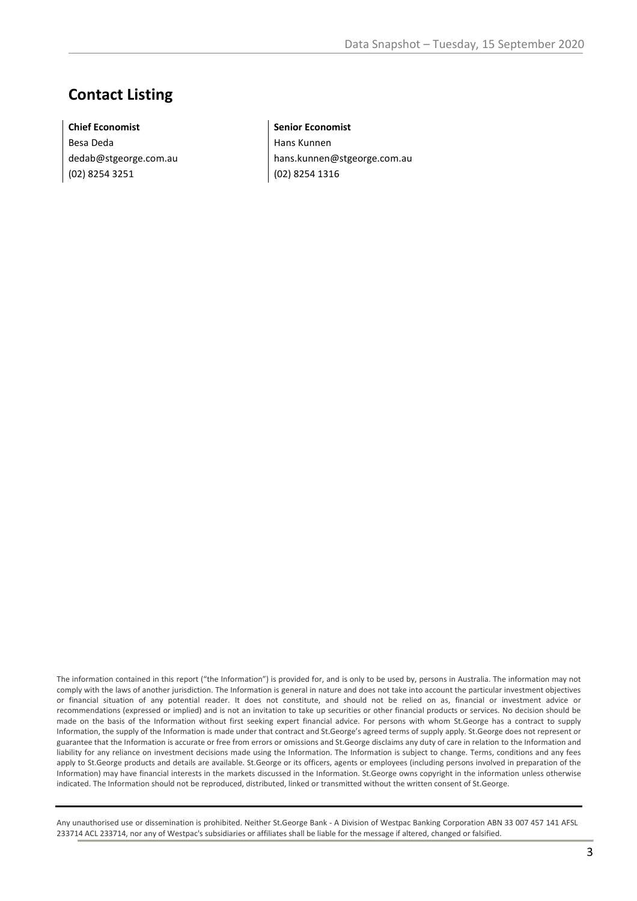## Contact Listing

**Chief Economist**
Besa Deda
dedab@stgeorge.com.au
(02) 8254 3251

**Senior Economist**
Hans Kunnen
hans.kunnen@stgeorge.com.au
(02) 8254 1316

The information contained in this report ("the Information") is provided for, and is only to be used by, persons in Australia. The information may not comply with the laws of another jurisdiction. The Information is general in nature and does not take into account the particular investment objectives or financial situation of any potential reader. It does not constitute, and should not be relied on as, financial or investment advice or recommendations (expressed or implied) and is not an invitation to take up securities or other financial products or services. No decision should be made on the basis of the Information without first seeking expert financial advice. For persons with whom St.George has a contract to supply Information, the supply of the Information is made under that contract and St.George's agreed terms of supply apply. St.George does not represent or guarantee that the Information is accurate or free from errors or omissions and St.George disclaims any duty of care in relation to the Information and liability for any reliance on investment decisions made using the Information. The Information is subject to change. Terms, conditions and any fees apply to St.George products and details are available. St.George or its officers, agents or employees (including persons involved in preparation of the Information) may have financial interests in the markets discussed in the Information. St.George owns copyright in the information unless otherwise indicated. The Information should not be reproduced, distributed, linked or transmitted without the written consent of St.George.

Any unauthorised use or dissemination is prohibited. Neither St.George Bank - A Division of Westpac Banking Corporation ABN 33 007 457 141 AFSL 233714 ACL 233714, nor any of Westpac's subsidiaries or affiliates shall be liable for the message if altered, changed or falsified.